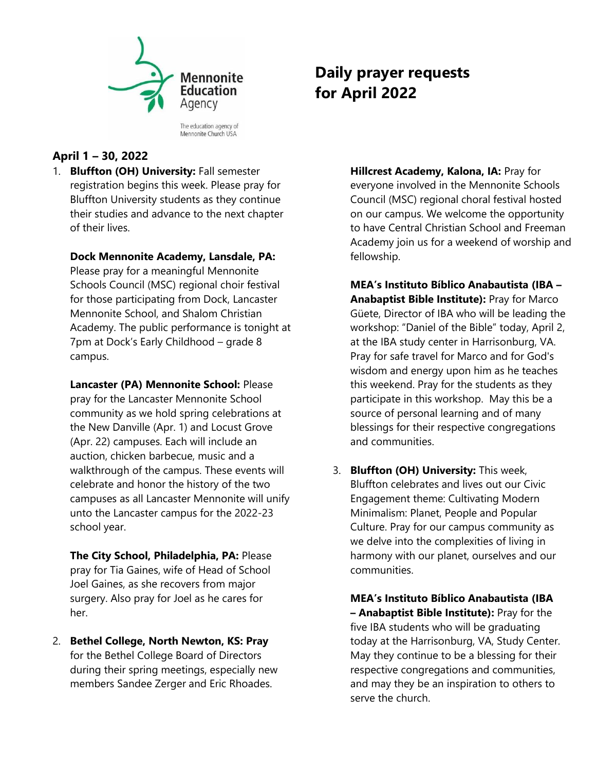Mennonite Education Agency

The education agency of Mennonite Church USA

# Daily prayer requests for April 2022

## April 1 – 30, 2022

1. **Bluffton (OH) University:** Fall semester registration begins this week. Please pray for Bluffton University students as they continue their studies and advance to the next chapter of their lives.

   **Dock Mennonite Academy, Lansdale, PA:** Please pray for a meaningful Mennonite Schools Council (MSC) regional choir festival for those participating from Dock, Lancaster Mennonite School, and Shalom Christian Academy. The public performance is tonight at 7pm at Dock's Early Childhood – grade 8 campus.

   **Lancaster (PA) Mennonite School:** Please pray for the Lancaster Mennonite School community as we hold spring celebrations at the New Danville (Apr. 1) and Locust Grove (Apr. 22) campuses. Each will include an auction, chicken barbecue, music and a walkthrough of the campus. These events will celebrate and honor the history of the two campuses as all Lancaster Mennonite will unify unto the Lancaster campus for the 2022-23 school year.

   **The City School, Philadelphia, PA:** Please pray for Tia Gaines, wife of Head of School Joel Gaines, as she recovers from major surgery. Also pray for Joel as he cares for her.

2. **Bethel College, North Newton, KS: Pray** for the Bethel College Board of Directors during their spring meetings, especially new members Sandee Zerger and Eric Rhoades.

   **Hillcrest Academy, Kalona, IA:** Pray for everyone involved in the Mennonite Schools Council (MSC) regional choral festival hosted on our campus. We welcome the opportunity to have Central Christian School and Freeman Academy join us for a weekend of worship and fellowship.

   **MEA's Instituto Bíblico Anabautista (IBA – Anabaptist Bible Institute):** Pray for Marco Güete, Director of IBA who will be leading the workshop: "Daniel of the Bible" today, April 2, at the IBA study center in Harrisonburg, VA. Pray for safe travel for Marco and for God's wisdom and energy upon him as he teaches this weekend. Pray for the students as they participate in this workshop. May this be a source of personal learning and of many blessings for their respective congregations and communities.

3. **Bluffton (OH) University:** This week, Bluffton celebrates and lives out our Civic Engagement theme: Cultivating Modern Minimalism: Planet, People and Popular Culture. Pray for our campus community as we delve into the complexities of living in harmony with our planet, ourselves and our communities.

   **MEA's Instituto Bíblico Anabautista (IBA – Anabaptist Bible Institute):** Pray for the five IBA students who will be graduating today at the Harrisonburg, VA, Study Center. May they continue to be a blessing for their respective congregations and communities, and may they be an inspiration to others to serve the church.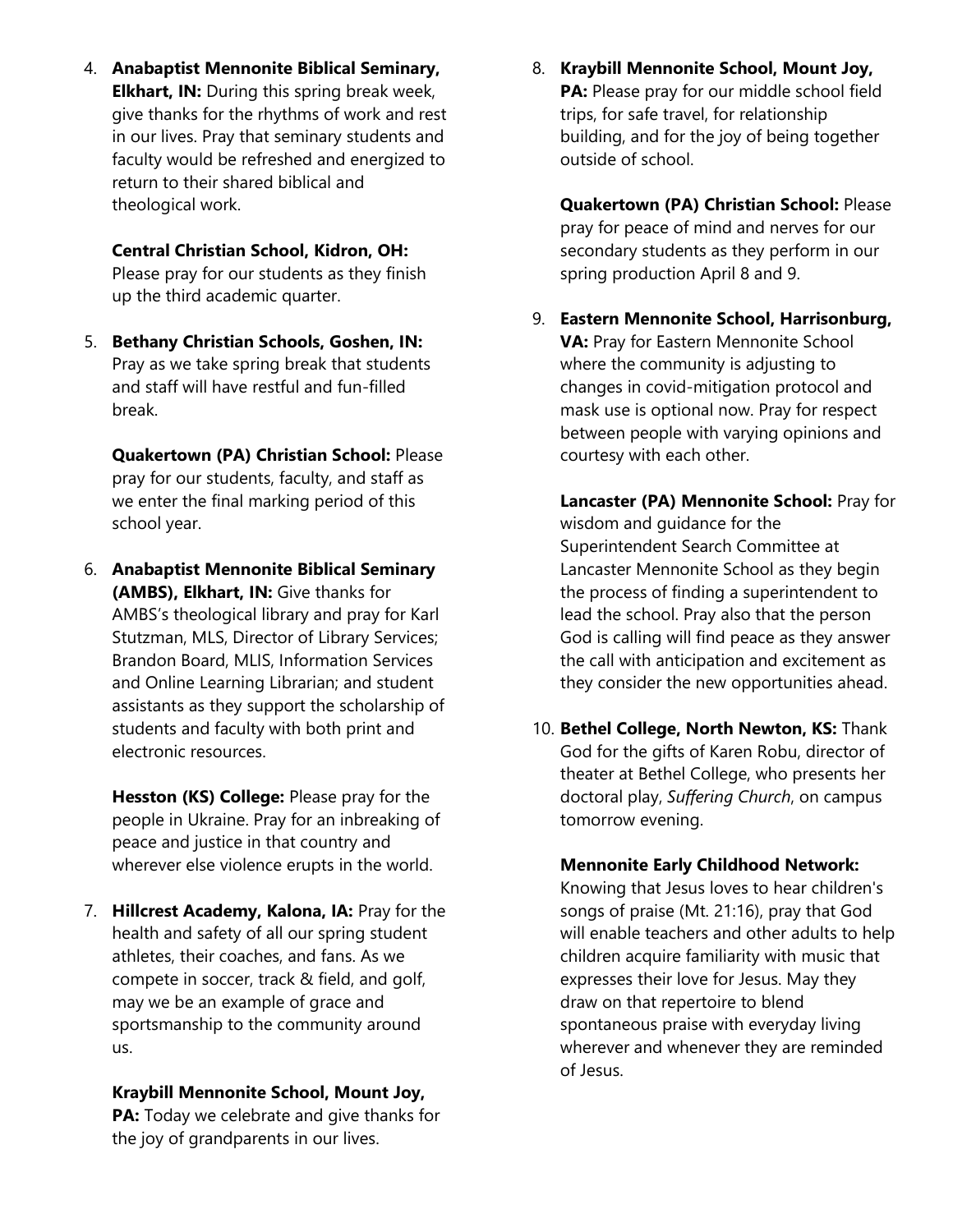4. **Anabaptist Mennonite Biblical Seminary, Elkhart, IN:** During this spring break week, give thanks for the rhythms of work and rest in our lives. Pray that seminary students and faculty would be refreshed and energized to return to their shared biblical and theological work.

   **Central Christian School, Kidron, OH:** Please pray for our students as they finish up the third academic quarter.

5. **Bethany Christian Schools, Goshen, IN:** Pray as we take spring break that students and staff will have restful and fun-filled break.

   **Quakertown (PA) Christian School:** Please pray for our students, faculty, and staff as we enter the final marking period of this school year.

6. **Anabaptist Mennonite Biblical Seminary (AMBS), Elkhart, IN:** Give thanks for AMBS's theological library and pray for Karl Stutzman, MLS, Director of Library Services; Brandon Board, MLIS, Information Services and Online Learning Librarian; and student assistants as they support the scholarship of students and faculty with both print and electronic resources.

   **Hesston (KS) College:** Please pray for the people in Ukraine. Pray for an inbreaking of peace and justice in that country and wherever else violence erupts in the world.

7. **Hillcrest Academy, Kalona, IA:** Pray for the health and safety of all our spring student athletes, their coaches, and fans. As we compete in soccer, track & field, and golf, may we be an example of grace and sportsmanship to the community around us.

   **Kraybill Mennonite School, Mount Joy, PA:** Today we celebrate and give thanks for the joy of grandparents in our lives.

8. **Kraybill Mennonite School, Mount Joy, PA:** Please pray for our middle school field trips, for safe travel, for relationship building, and for the joy of being together outside of school.

   **Quakertown (PA) Christian School:** Please pray for peace of mind and nerves for our secondary students as they perform in our spring production April 8 and 9.

9. **Eastern Mennonite School, Harrisonburg, VA:** Pray for Eastern Mennonite School where the community is adjusting to changes in covid-mitigation protocol and mask use is optional now. Pray for respect between people with varying opinions and courtesy with each other.

   **Lancaster (PA) Mennonite School:** Pray for wisdom and guidance for the Superintendent Search Committee at Lancaster Mennonite School as they begin the process of finding a superintendent to lead the school. Pray also that the person God is calling will find peace as they answer the call with anticipation and excitement as they consider the new opportunities ahead.

10. **Bethel College, North Newton, KS:** Thank God for the gifts of Karen Robu, director of theater at Bethel College, who presents her doctoral play, *Suffering Church*, on campus tomorrow evening.

    **Mennonite Early Childhood Network:** Knowing that Jesus loves to hear children's songs of praise (Mt. 21:16), pray that God will enable teachers and other adults to help children acquire familiarity with music that expresses their love for Jesus. May they draw on that repertoire to blend spontaneous praise with everyday living wherever and whenever they are reminded of Jesus.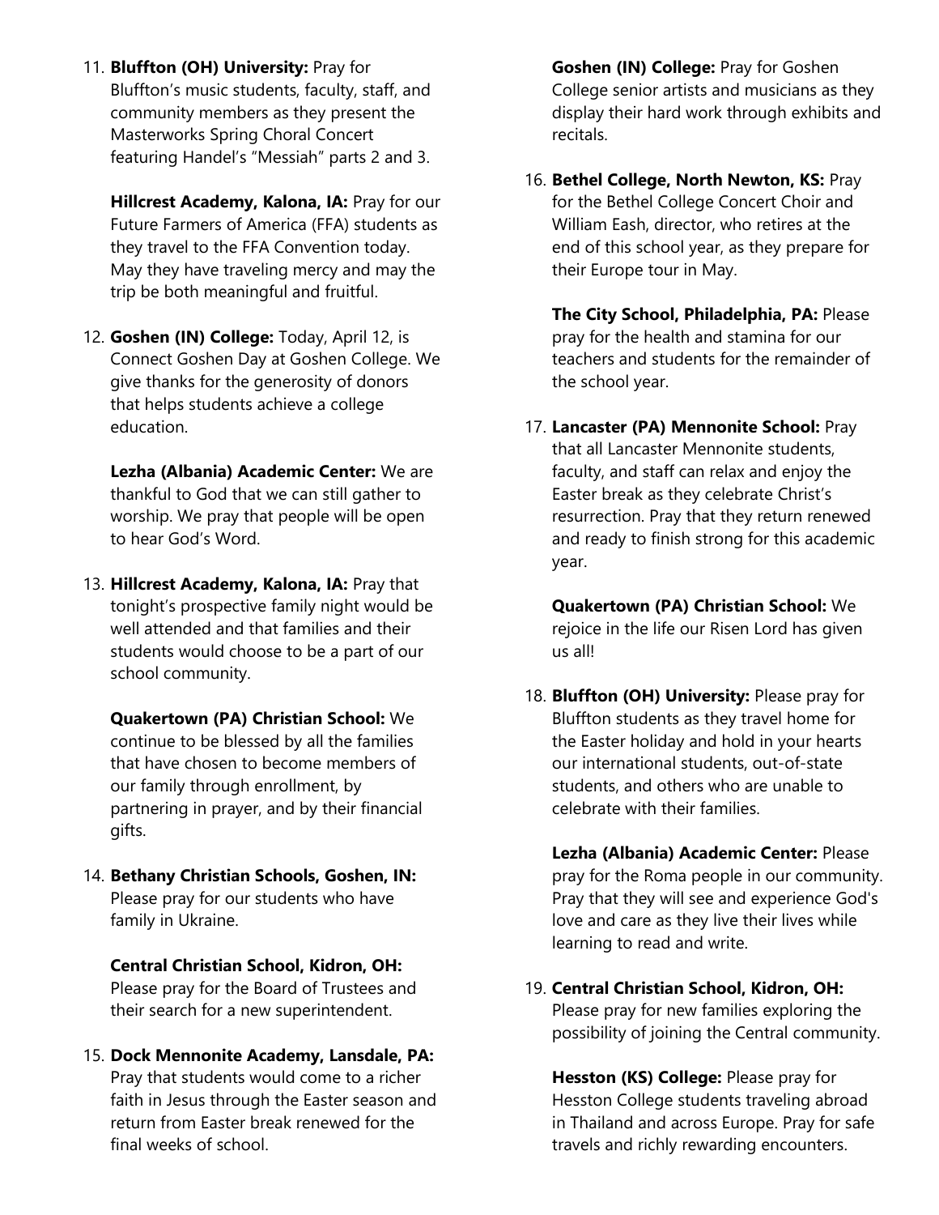11. **Bluffton (OH) University:** Pray for Bluffton's music students, faculty, staff, and community members as they present the Masterworks Spring Choral Concert featuring Handel's "Messiah" parts 2 and 3.

    **Hillcrest Academy, Kalona, IA:** Pray for our Future Farmers of America (FFA) students as they travel to the FFA Convention today. May they have traveling mercy and may the trip be both meaningful and fruitful.

12. **Goshen (IN) College:** Today, April 12, is Connect Goshen Day at Goshen College. We give thanks for the generosity of donors that helps students achieve a college education.

    **Lezha (Albania) Academic Center:** We are thankful to God that we can still gather to worship. We pray that people will be open to hear God's Word.

13. **Hillcrest Academy, Kalona, IA:** Pray that tonight's prospective family night would be well attended and that families and their students would choose to be a part of our school community.

    **Quakertown (PA) Christian School:** We continue to be blessed by all the families that have chosen to become members of our family through enrollment, by partnering in prayer, and by their financial gifts.

14. **Bethany Christian Schools, Goshen, IN:** Please pray for our students who have family in Ukraine.

    **Central Christian School, Kidron, OH:** Please pray for the Board of Trustees and their search for a new superintendent.

15. **Dock Mennonite Academy, Lansdale, PA:** Pray that students would come to a richer faith in Jesus through the Easter season and return from Easter break renewed for the final weeks of school.

    **Goshen (IN) College:** Pray for Goshen College senior artists and musicians as they display their hard work through exhibits and recitals.

16. **Bethel College, North Newton, KS:** Pray for the Bethel College Concert Choir and William Eash, director, who retires at the end of this school year, as they prepare for their Europe tour in May.

    **The City School, Philadelphia, PA:** Please pray for the health and stamina for our teachers and students for the remainder of the school year.

17. **Lancaster (PA) Mennonite School:** Pray that all Lancaster Mennonite students, faculty, and staff can relax and enjoy the Easter break as they celebrate Christ's resurrection. Pray that they return renewed and ready to finish strong for this academic year.

    **Quakertown (PA) Christian School:** We rejoice in the life our Risen Lord has given us all!

18. **Bluffton (OH) University:** Please pray for Bluffton students as they travel home for the Easter holiday and hold in your hearts our international students, out-of-state students, and others who are unable to celebrate with their families.

    **Lezha (Albania) Academic Center:** Please pray for the Roma people in our community. Pray that they will see and experience God's love and care as they live their lives while learning to read and write.

19. **Central Christian School, Kidron, OH:** Please pray for new families exploring the possibility of joining the Central community.

    **Hesston (KS) College:** Please pray for Hesston College students traveling abroad in Thailand and across Europe. Pray for safe travels and richly rewarding encounters.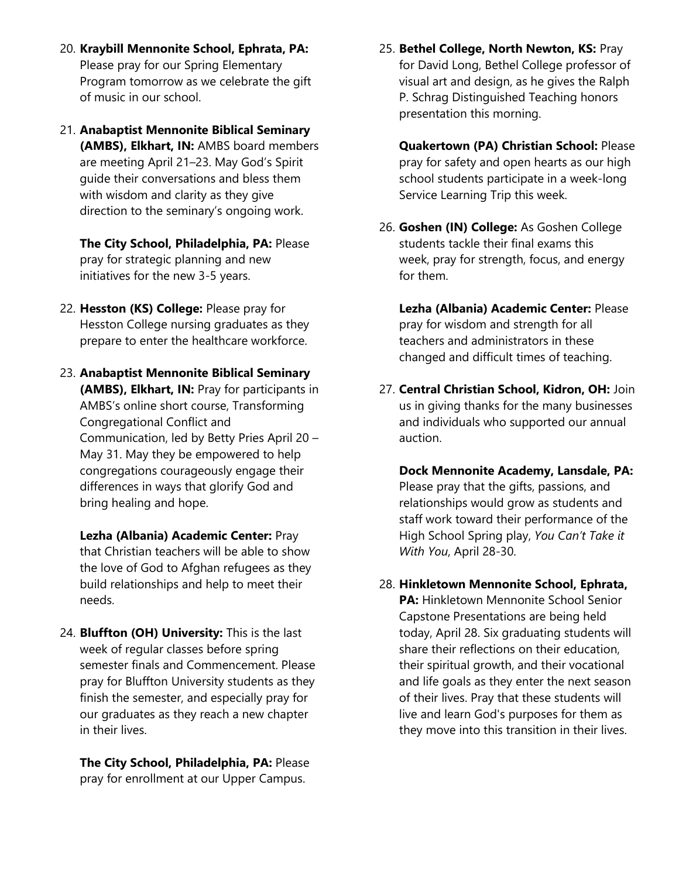20. **Kraybill Mennonite School, Ephrata, PA:** Please pray for our Spring Elementary Program tomorrow as we celebrate the gift of music in our school.

21. **Anabaptist Mennonite Biblical Seminary (AMBS), Elkhart, IN:** AMBS board members are meeting April 21–23. May God's Spirit guide their conversations and bless them with wisdom and clarity as they give direction to the seminary's ongoing work.

    **The City School, Philadelphia, PA:** Please pray for strategic planning and new initiatives for the new 3-5 years.

22. **Hesston (KS) College:** Please pray for Hesston College nursing graduates as they prepare to enter the healthcare workforce.

23. **Anabaptist Mennonite Biblical Seminary (AMBS), Elkhart, IN:** Pray for participants in AMBS's online short course, Transforming Congregational Conflict and Communication, led by Betty Pries April 20 – May 31. May they be empowered to help congregations courageously engage their differences in ways that glorify God and bring healing and hope.

    **Lezha (Albania) Academic Center:** Pray that Christian teachers will be able to show the love of God to Afghan refugees as they build relationships and help to meet their needs.

24. **Bluffton (OH) University:** This is the last week of regular classes before spring semester finals and Commencement. Please pray for Bluffton University students as they finish the semester, and especially pray for our graduates as they reach a new chapter in their lives.

    **The City School, Philadelphia, PA:** Please pray for enrollment at our Upper Campus.

25. **Bethel College, North Newton, KS:** Pray for David Long, Bethel College professor of visual art and design, as he gives the Ralph P. Schrag Distinguished Teaching honors presentation this morning.

    **Quakertown (PA) Christian School:** Please pray for safety and open hearts as our high school students participate in a week-long Service Learning Trip this week.

26. **Goshen (IN) College:** As Goshen College students tackle their final exams this week, pray for strength, focus, and energy for them.

    **Lezha (Albania) Academic Center:** Please pray for wisdom and strength for all teachers and administrators in these changed and difficult times of teaching.

27. **Central Christian School, Kidron, OH:** Join us in giving thanks for the many businesses and individuals who supported our annual auction.

    **Dock Mennonite Academy, Lansdale, PA:** Please pray that the gifts, passions, and relationships would grow as students and staff work toward their performance of the High School Spring play, *You Can't Take it With You*, April 28-30.

28. **Hinkletown Mennonite School, Ephrata, PA:** Hinkletown Mennonite School Senior Capstone Presentations are being held today, April 28. Six graduating students will share their reflections on their education, their spiritual growth, and their vocational and life goals as they enter the next season of their lives. Pray that these students will live and learn God's purposes for them as they move into this transition in their lives.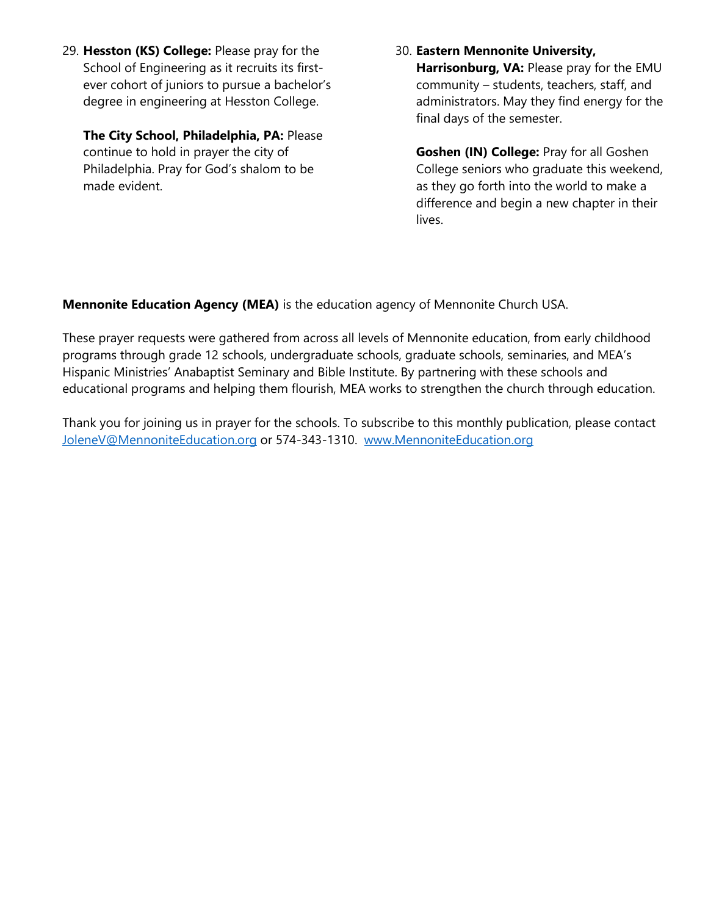29. **Hesston (KS) College:** Please pray for the School of Engineering as it recruits its first-ever cohort of juniors to pursue a bachelor's degree in engineering at Hesston College.

    **The City School, Philadelphia, PA:** Please continue to hold in prayer the city of Philadelphia. Pray for God's shalom to be made evident.

30. **Eastern Mennonite University, Harrisonburg, VA:** Please pray for the EMU community – students, teachers, staff, and administrators. May they find energy for the final days of the semester.

    **Goshen (IN) College:** Pray for all Goshen College seniors who graduate this weekend, as they go forth into the world to make a difference and begin a new chapter in their lives.

**Mennonite Education Agency (MEA)** is the education agency of Mennonite Church USA.

These prayer requests were gathered from across all levels of Mennonite education, from early childhood programs through grade 12 schools, undergraduate schools, graduate schools, seminaries, and MEA's Hispanic Ministries' Anabaptist Seminary and Bible Institute. By partnering with these schools and educational programs and helping them flourish, MEA works to strengthen the church through education.

Thank you for joining us in prayer for the schools. To subscribe to this monthly publication, please contact [JoleneV@MennoniteEducation.org](mailto:JoleneV@MennoniteEducation.org) or 574-343-1310. [www.MennoniteEducation.org](http://www.MennoniteEducation.org)